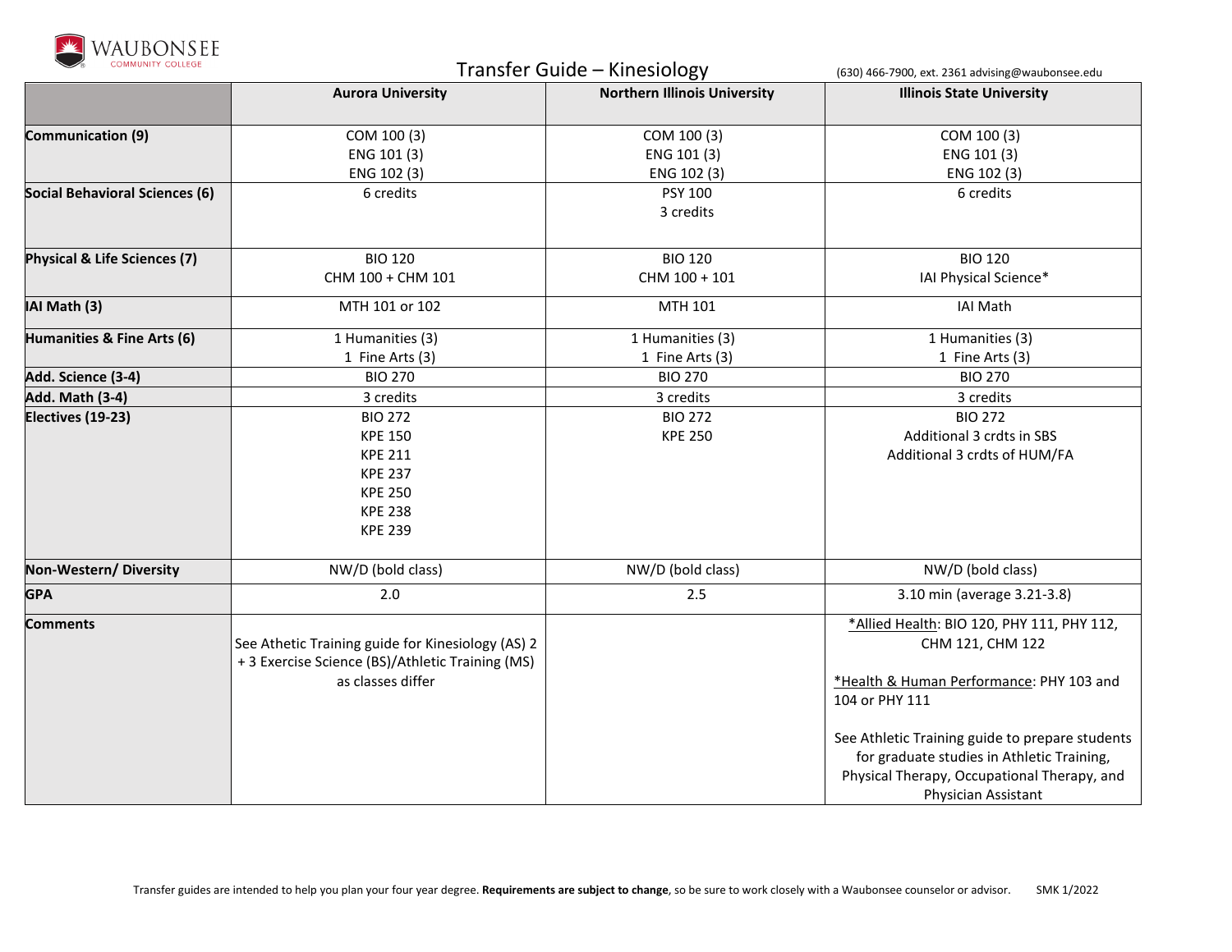WAUBONSEE COMMUNITY COLLEGE

# Transfer Guide – Kinesiology

(630) 466-7900, ext. 2361 advising@waubonsee.edu

| | Aurora University | Northern Illinois University | Illinois State University |
|---|---|---|---|
| **Communication (9)** | COM 100 (3)<br>ENG 101 (3)<br>ENG 102 (3) | COM 100 (3)<br>ENG 101 (3)<br>ENG 102 (3) | COM 100 (3)<br>ENG 101 (3)<br>ENG 102 (3) |
| **Social Behavioral Sciences (6)** | 6 credits | PSY 100<br>3 credits | 6 credits |
| **Physical & Life Sciences (7)** | BIO 120<br>CHM 100 + CHM 101 | BIO 120<br>CHM 100 + 101 | BIO 120<br>IAI Physical Science* |
| **IAI Math (3)** | MTH 101 or 102 | MTH 101 | IAI Math |
| **Humanities & Fine Arts (6)** | 1 Humanities (3)<br>1 Fine Arts (3) | 1 Humanities (3)<br>1 Fine Arts (3) | 1 Humanities (3)<br>1 Fine Arts (3) |
| **Add. Science (3-4)** | BIO 270 | BIO 270 | BIO 270 |
| **Add. Math (3-4)** | 3 credits | 3 credits | 3 credits |
| **Electives (19-23)** | BIO 272<br>KPE 150<br>KPE 211<br>KPE 237<br>KPE 250<br>KPE 238<br>KPE 239 | BIO 272<br>KPE 250 | BIO 272<br>Additional 3 crdts in SBS<br>Additional 3 crdts of HUM/FA |
| **Non-Western/ Diversity** | NW/D (bold class) | NW/D (bold class) | NW/D (bold class) |
| **GPA** | 2.0 | 2.5 | 3.10 min (average 3.21-3.8) |
| **Comments** | See Athetic Training guide for Kinesiology (AS) 2 + 3 Exercise Science (BS)/Athletic Training (MS) as classes differ | | *Allied Health: BIO 120, PHY 111, PHY 112, CHM 121, CHM 122<br><br>*Health & Human Performance: PHY 103 and 104 or PHY 111<br><br>See Athletic Training guide to prepare students for graduate studies in Athletic Training, Physical Therapy, Occupational Therapy, and Physician Assistant |

Transfer guides are intended to help you plan your four year degree. **Requirements are subject to change**, so be sure to work closely with a Waubonsee counselor or advisor. SMK 1/2022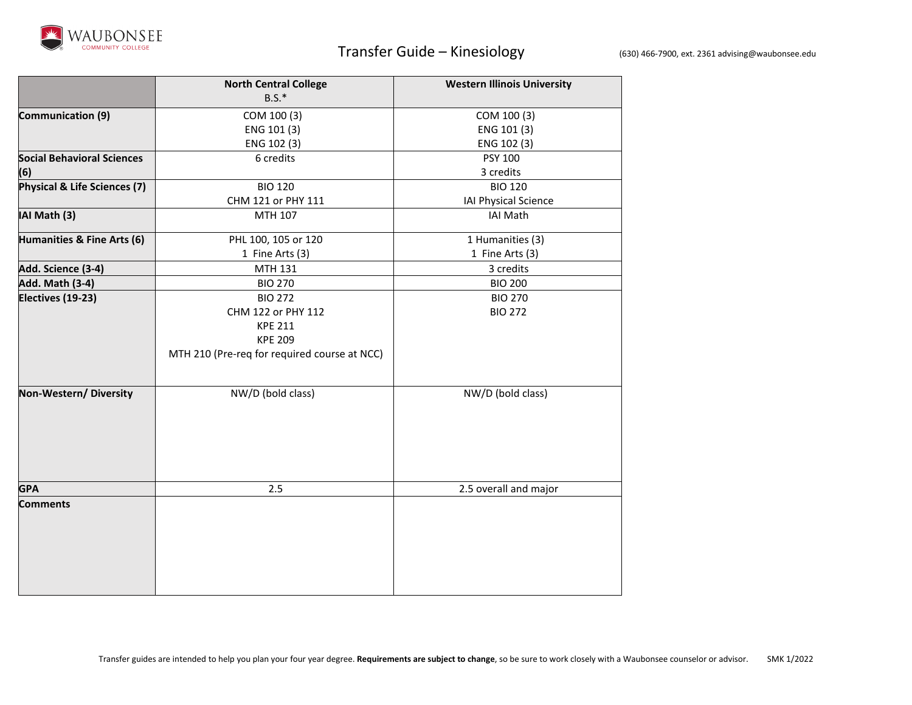WAUBONSEE COMMUNITY COLLEGE

# Transfer Guide – Kinesiology

(630) 466-7900, ext. 2361 advising@waubonsee.edu

| | North Central College B.S.* | Western Illinois University |
|---|---|---|
| **Communication (9)** | COM 100 (3)<br>ENG 101 (3)<br>ENG 102 (3) | COM 100 (3)<br>ENG 101 (3)<br>ENG 102 (3) |
| **Social Behavioral Sciences (6)** | 6 credits | PSY 100<br>3 credits |
| **Physical & Life Sciences (7)** | BIO 120<br>CHM 121 or PHY 111 | BIO 120<br>IAI Physical Science |
| **IAI Math (3)** | MTH 107 | IAI Math |
| **Humanities & Fine Arts (6)** | PHL 100, 105 or 120<br>1 Fine Arts (3) | 1 Humanities (3)<br>1 Fine Arts (3) |
| **Add. Science (3-4)** | MTH 131 | 3 credits |
| **Add. Math (3-4)** | BIO 270 | BIO 200 |
| **Electives (19-23)** | BIO 272<br>CHM 122 or PHY 112<br>KPE 211<br>KPE 209<br>MTH 210 (Pre-req for required course at NCC) | BIO 270<br>BIO 272 |
| **Non-Western/ Diversity** | NW/D (bold class) | NW/D (bold class) |
| **GPA** | 2.5 | 2.5 overall and major |
| **Comments** | | |

Transfer guides are intended to help you plan your four year degree. **Requirements are subject to change**, so be sure to work closely with a Waubonsee counselor or advisor. SMK 1/2022